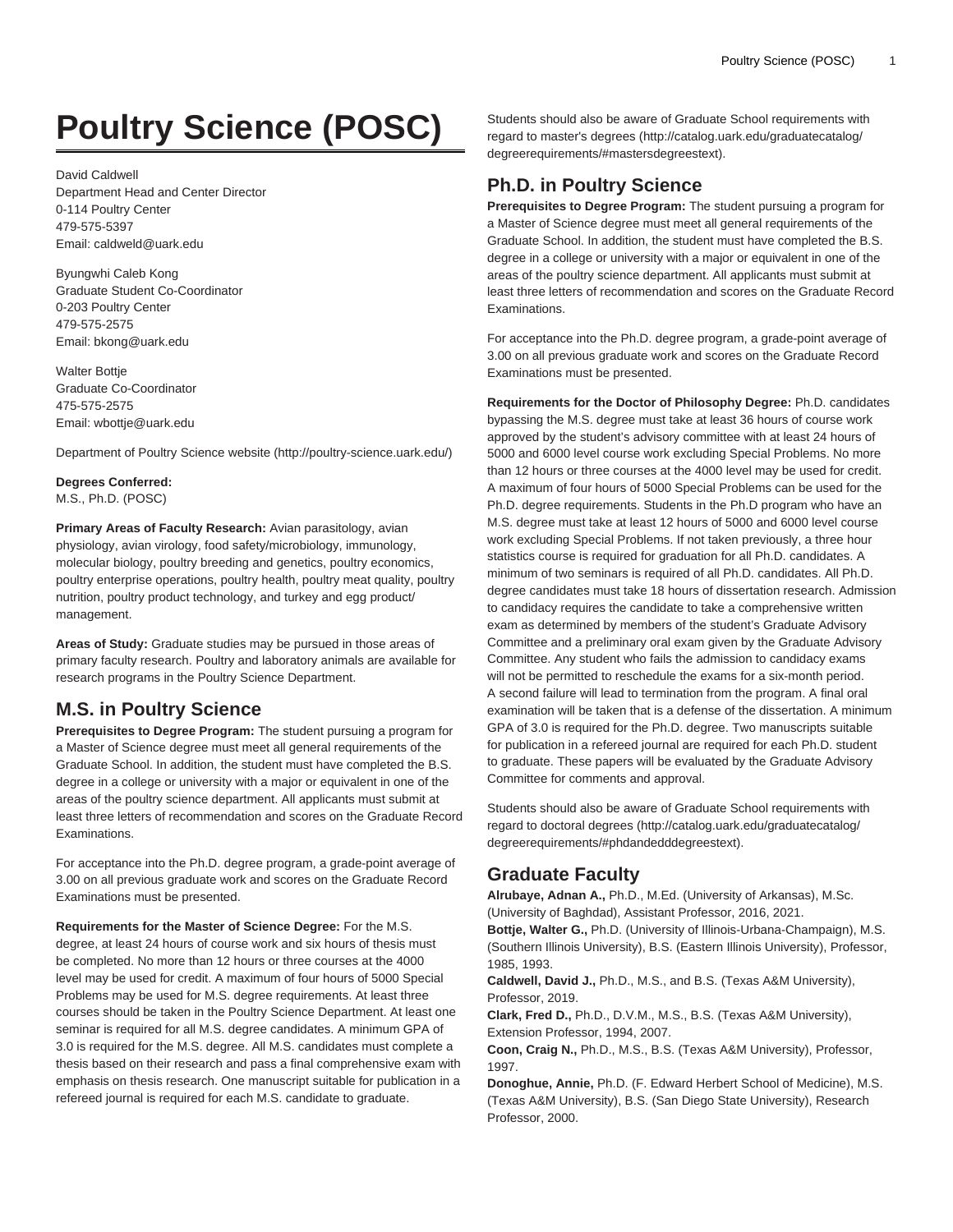# Poultry Science (POSC)

David Caldwell
Department Head and Center Director
0-114 Poultry Center
479-575-5397
Email: caldweld@uark.edu

Byungwhi Caleb Kong
Graduate Student Co-Coordinator
0-203 Poultry Center
479-575-2575
Email: bkong@uark.edu

Walter Bottje
Graduate Co-Coordinator
475-575-2575
Email: wbottje@uark.edu

Department of Poultry Science website (http://poultry-science.uark.edu/)

**Degrees Conferred:**
M.S., Ph.D. (POSC)

**Primary Areas of Faculty Research:** Avian parasitology, avian physiology, avian virology, food safety/microbiology, immunology, molecular biology, poultry breeding and genetics, poultry economics, poultry enterprise operations, poultry health, poultry meat quality, poultry nutrition, poultry product technology, and turkey and egg product/management.

**Areas of Study:** Graduate studies may be pursued in those areas of primary faculty research. Poultry and laboratory animals are available for research programs in the Poultry Science Department.

## M.S. in Poultry Science

**Prerequisites to Degree Program:** The student pursuing a program for a Master of Science degree must meet all general requirements of the Graduate School. In addition, the student must have completed the B.S. degree in a college or university with a major or equivalent in one of the areas of the poultry science department. All applicants must submit at least three letters of recommendation and scores on the Graduate Record Examinations.

For acceptance into the Ph.D. degree program, a grade-point average of 3.00 on all previous graduate work and scores on the Graduate Record Examinations must be presented.

**Requirements for the Master of Science Degree:** For the M.S. degree, at least 24 hours of course work and six hours of thesis must be completed. No more than 12 hours or three courses at the 4000 level may be used for credit. A maximum of four hours of 5000 Special Problems may be used for M.S. degree requirements. At least three courses should be taken in the Poultry Science Department. At least one seminar is required for all M.S. degree candidates. A minimum GPA of 3.0 is required for the M.S. degree. All M.S. candidates must complete a thesis based on their research and pass a final comprehensive exam with emphasis on thesis research. One manuscript suitable for publication in a refereed journal is required for each M.S. candidate to graduate.

Students should also be aware of Graduate School requirements with regard to master's degrees (http://catalog.uark.edu/graduatecatalog/degreerequirements/#mastersdegreestext).

## Ph.D. in Poultry Science

**Prerequisites to Degree Program:** The student pursuing a program for a Master of Science degree must meet all general requirements of the Graduate School. In addition, the student must have completed the B.S. degree in a college or university with a major or equivalent in one of the areas of the poultry science department. All applicants must submit at least three letters of recommendation and scores on the Graduate Record Examinations.

For acceptance into the Ph.D. degree program, a grade-point average of 3.00 on all previous graduate work and scores on the Graduate Record Examinations must be presented.

**Requirements for the Doctor of Philosophy Degree:** Ph.D. candidates bypassing the M.S. degree must take at least 36 hours of course work approved by the student's advisory committee with at least 24 hours of 5000 and 6000 level course work excluding Special Problems. No more than 12 hours or three courses at the 4000 level may be used for credit. A maximum of four hours of 5000 Special Problems can be used for the Ph.D. degree requirements. Students in the Ph.D program who have an M.S. degree must take at least 12 hours of 5000 and 6000 level course work excluding Special Problems. If not taken previously, a three hour statistics course is required for graduation for all Ph.D. candidates. A minimum of two seminars is required of all Ph.D. candidates. All Ph.D. degree candidates must take 18 hours of dissertation research. Admission to candidacy requires the candidate to take a comprehensive written exam as determined by members of the student's Graduate Advisory Committee and a preliminary oral exam given by the Graduate Advisory Committee. Any student who fails the admission to candidacy exams will not be permitted to reschedule the exams for a six-month period. A second failure will lead to termination from the program. A final oral examination will be taken that is a defense of the dissertation. A minimum GPA of 3.0 is required for the Ph.D. degree. Two manuscripts suitable for publication in a refereed journal are required for each Ph.D. student to graduate. These papers will be evaluated by the Graduate Advisory Committee for comments and approval.

Students should also be aware of Graduate School requirements with regard to doctoral degrees (http://catalog.uark.edu/graduatecatalog/degreerequirements/#phdandedddegreestext).

## Graduate Faculty

**Alrubaye, Adnan A.,** Ph.D., M.Ed. (University of Arkansas), M.Sc. (University of Baghdad), Assistant Professor, 2016, 2021.
**Bottje, Walter G.,** Ph.D. (University of Illinois-Urbana-Champaign), M.S. (Southern Illinois University), B.S. (Eastern Illinois University), Professor, 1985, 1993.
**Caldwell, David J.,** Ph.D., M.S., and B.S. (Texas A&M University), Professor, 2019.
**Clark, Fred D.,** Ph.D., D.V.M., M.S., B.S. (Texas A&M University), Extension Professor, 1994, 2007.
**Coon, Craig N.,** Ph.D., M.S., B.S. (Texas A&M University), Professor, 1997.
**Donoghue, Annie,** Ph.D. (F. Edward Herbert School of Medicine), M.S. (Texas A&M University), B.S. (San Diego State University), Research Professor, 2000.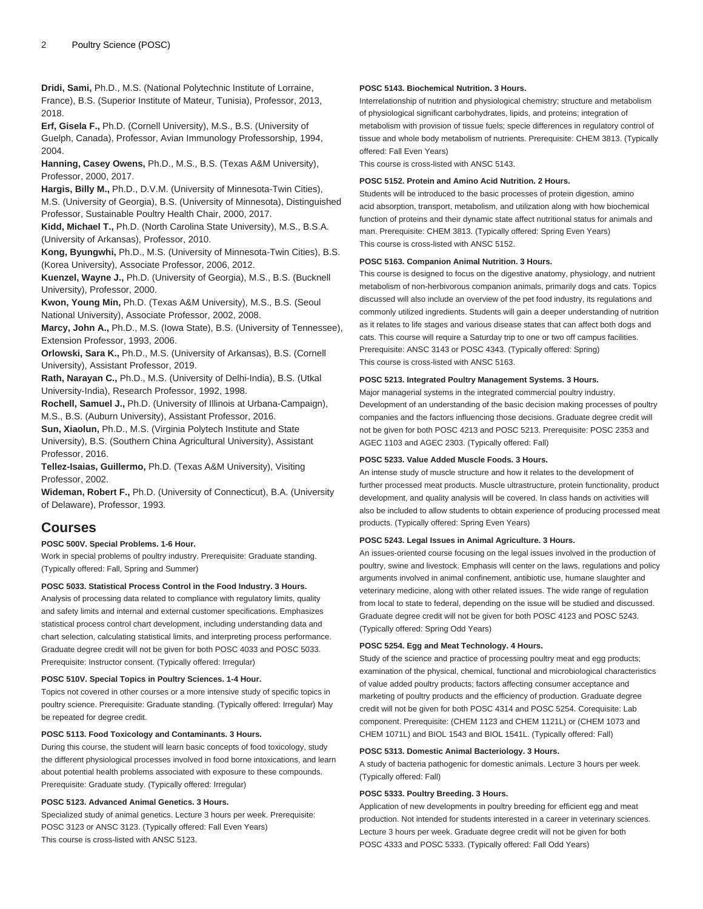**Dridi, Sami,** Ph.D., M.S. (National Polytechnic Institute of Lorraine, France), B.S. (Superior Institute of Mateur, Tunisia), Professor, 2013, 2018.

**Erf, Gisela F.,** Ph.D. (Cornell University), M.S., B.S. (University of Guelph, Canada), Professor, Avian Immunology Professorship, 1994, 2004.

**Hanning, Casey Owens,** Ph.D., M.S., B.S. (Texas A&M University), Professor, 2000, 2017.

**Hargis, Billy M.,** Ph.D., D.V.M. (University of Minnesota-Twin Cities), M.S. (University of Georgia), B.S. (University of Minnesota), Distinguished Professor, Sustainable Poultry Health Chair, 2000, 2017.

**Kidd, Michael T.,** Ph.D. (North Carolina State University), M.S., B.S.A. (University of Arkansas), Professor, 2010.

**Kong, Byungwhi,** Ph.D., M.S. (University of Minnesota-Twin Cities), B.S. (Korea University), Associate Professor, 2006, 2012.

**Kuenzel, Wayne J.,** Ph.D. (University of Georgia), M.S., B.S. (Bucknell University), Professor, 2000.

**Kwon, Young Min,** Ph.D. (Texas A&M University), M.S., B.S. (Seoul National University), Associate Professor, 2002, 2008.

**Marcy, John A.,** Ph.D., M.S. (Iowa State), B.S. (University of Tennessee), Extension Professor, 1993, 2006.

**Orlowski, Sara K.,** Ph.D., M.S. (University of Arkansas), B.S. (Cornell University), Assistant Professor, 2019.

**Rath, Narayan C.,** Ph.D., M.S. (University of Delhi-India), B.S. (Utkal University-India), Research Professor, 1992, 1998.

**Rochell, Samuel J.,** Ph.D. (University of Illinois at Urbana-Campaign), M.S., B.S. (Auburn University), Assistant Professor, 2016.

**Sun, Xiaolun,** Ph.D., M.S. (Virginia Polytech Institute and State University), B.S. (Southern China Agricultural University), Assistant Professor, 2016.

**Tellez-Isaias, Guillermo,** Ph.D. (Texas A&M University), Visiting Professor, 2002.

**Wideman, Robert F.,** Ph.D. (University of Connecticut), B.A. (University of Delaware), Professor, 1993.

## Courses

**POSC 500V. Special Problems. 1-6 Hour.**

Work in special problems of poultry industry. Prerequisite: Graduate standing. (Typically offered: Fall, Spring and Summer)

**POSC 5033. Statistical Process Control in the Food Industry. 3 Hours.**

Analysis of processing data related to compliance with regulatory limits, quality and safety limits and internal and external customer specifications. Emphasizes statistical process control chart development, including understanding data and chart selection, calculating statistical limits, and interpreting process performance. Graduate degree credit will not be given for both POSC 4033 and POSC 5033. Prerequisite: Instructor consent. (Typically offered: Irregular)

**POSC 510V. Special Topics in Poultry Sciences. 1-4 Hour.**

Topics not covered in other courses or a more intensive study of specific topics in poultry science. Prerequisite: Graduate standing. (Typically offered: Irregular) May be repeated for degree credit.

**POSC 5113. Food Toxicology and Contaminants. 3 Hours.**

During this course, the student will learn basic concepts of food toxicology, study the different physiological processes involved in food borne intoxications, and learn about potential health problems associated with exposure to these compounds. Prerequisite: Graduate study. (Typically offered: Irregular)

**POSC 5123. Advanced Animal Genetics. 3 Hours.**

Specialized study of animal genetics. Lecture 3 hours per week. Prerequisite: POSC 3123 or ANSC 3123. (Typically offered: Fall Even Years)
This course is cross-listed with ANSC 5123.

**POSC 5143. Biochemical Nutrition. 3 Hours.**

Interrelationship of nutrition and physiological chemistry; structure and metabolism of physiological significant carbohydrates, lipids, and proteins; integration of metabolism with provision of tissue fuels; specie differences in regulatory control of tissue and whole body metabolism of nutrients. Prerequisite: CHEM 3813. (Typically offered: Fall Even Years)
This course is cross-listed with ANSC 5143.

**POSC 5152. Protein and Amino Acid Nutrition. 2 Hours.**

Students will be introduced to the basic processes of protein digestion, amino acid absorption, transport, metabolism, and utilization along with how biochemical function of proteins and their dynamic state affect nutritional status for animals and man. Prerequisite: CHEM 3813. (Typically offered: Spring Even Years)
This course is cross-listed with ANSC 5152.

**POSC 5163. Companion Animal Nutrition. 3 Hours.**

This course is designed to focus on the digestive anatomy, physiology, and nutrient metabolism of non-herbivorous companion animals, primarily dogs and cats. Topics discussed will also include an overview of the pet food industry, its regulations and commonly utilized ingredients. Students will gain a deeper understanding of nutrition as it relates to life stages and various disease states that can affect both dogs and cats. This course will require a Saturday trip to one or two off campus facilities. Prerequisite: ANSC 3143 or POSC 4343. (Typically offered: Spring)
This course is cross-listed with ANSC 5163.

**POSC 5213. Integrated Poultry Management Systems. 3 Hours.**

Major managerial systems in the integrated commercial poultry industry. Development of an understanding of the basic decision making processes of poultry companies and the factors influencing those decisions. Graduate degree credit will not be given for both POSC 4213 and POSC 5213. Prerequisite: POSC 2353 and AGEC 1103 and AGEC 2303. (Typically offered: Fall)

**POSC 5233. Value Added Muscle Foods. 3 Hours.**

An intense study of muscle structure and how it relates to the development of further processed meat products. Muscle ultrastructure, protein functionality, product development, and quality analysis will be covered. In class hands on activities will also be included to allow students to obtain experience of producing processed meat products. (Typically offered: Spring Even Years)

**POSC 5243. Legal Issues in Animal Agriculture. 3 Hours.**

An issues-oriented course focusing on the legal issues involved in the production of poultry, swine and livestock. Emphasis will center on the laws, regulations and policy arguments involved in animal confinement, antibiotic use, humane slaughter and veterinary medicine, along with other related issues. The wide range of regulation from local to state to federal, depending on the issue will be studied and discussed. Graduate degree credit will not be given for both POSC 4123 and POSC 5243. (Typically offered: Spring Odd Years)

**POSC 5254. Egg and Meat Technology. 4 Hours.**

Study of the science and practice of processing poultry meat and egg products; examination of the physical, chemical, functional and microbiological characteristics of value added poultry products; factors affecting consumer acceptance and marketing of poultry products and the efficiency of production. Graduate degree credit will not be given for both POSC 4314 and POSC 5254. Corequisite: Lab component. Prerequisite: (CHEM 1123 and CHEM 1121L) or (CHEM 1073 and CHEM 1071L) and BIOL 1543 and BIOL 1541L. (Typically offered: Fall)

**POSC 5313. Domestic Animal Bacteriology. 3 Hours.**

A study of bacteria pathogenic for domestic animals. Lecture 3 hours per week. (Typically offered: Fall)

**POSC 5333. Poultry Breeding. 3 Hours.**

Application of new developments in poultry breeding for efficient egg and meat production. Not intended for students interested in a career in veterinary sciences. Lecture 3 hours per week. Graduate degree credit will not be given for both POSC 4333 and POSC 5333. (Typically offered: Fall Odd Years)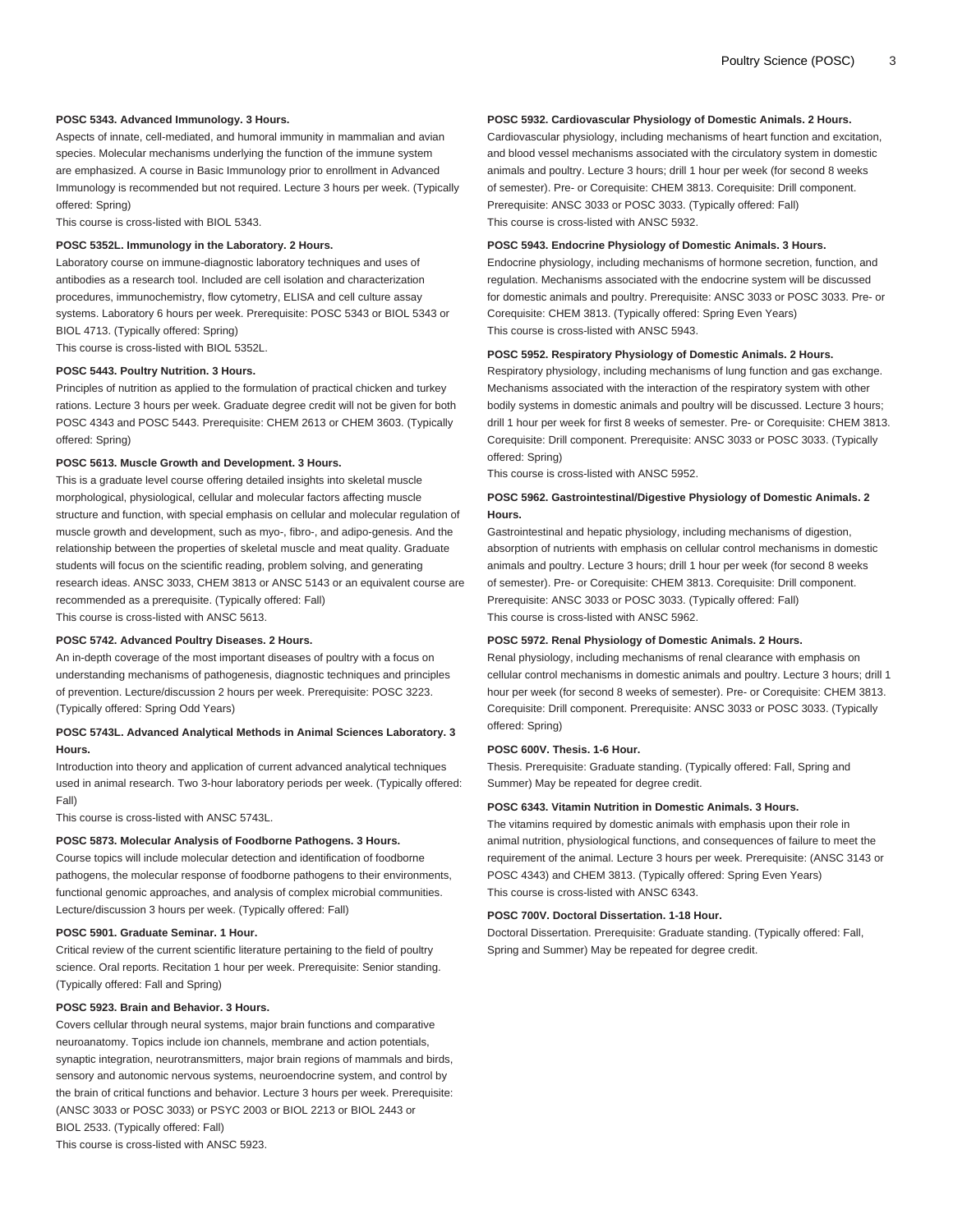**POSC 5343. Advanced Immunology. 3 Hours.**

Aspects of innate, cell-mediated, and humoral immunity in mammalian and avian species. Molecular mechanisms underlying the function of the immune system are emphasized. A course in Basic Immunology prior to enrollment in Advanced Immunology is recommended but not required. Lecture 3 hours per week. (Typically offered: Spring)

This course is cross-listed with BIOL 5343.

**POSC 5352L. Immunology in the Laboratory. 2 Hours.**

Laboratory course on immune-diagnostic laboratory techniques and uses of antibodies as a research tool. Included are cell isolation and characterization procedures, immunochemistry, flow cytometry, ELISA and cell culture assay systems. Laboratory 6 hours per week. Prerequisite: POSC 5343 or BIOL 5343 or BIOL 4713. (Typically offered: Spring)

This course is cross-listed with BIOL 5352L.

**POSC 5443. Poultry Nutrition. 3 Hours.**

Principles of nutrition as applied to the formulation of practical chicken and turkey rations. Lecture 3 hours per week. Graduate degree credit will not be given for both POSC 4343 and POSC 5443. Prerequisite: CHEM 2613 or CHEM 3603. (Typically offered: Spring)

**POSC 5613. Muscle Growth and Development. 3 Hours.**

This is a graduate level course offering detailed insights into skeletal muscle morphological, physiological, cellular and molecular factors affecting muscle structure and function, with special emphasis on cellular and molecular regulation of muscle growth and development, such as myo-, fibro-, and adipo-genesis. And the relationship between the properties of skeletal muscle and meat quality. Graduate students will focus on the scientific reading, problem solving, and generating research ideas. ANSC 3033, CHEM 3813 or ANSC 5143 or an equivalent course are recommended as a prerequisite. (Typically offered: Fall)

This course is cross-listed with ANSC 5613.

**POSC 5742. Advanced Poultry Diseases. 2 Hours.**

An in-depth coverage of the most important diseases of poultry with a focus on understanding mechanisms of pathogenesis, diagnostic techniques and principles of prevention. Lecture/discussion 2 hours per week. Prerequisite: POSC 3223. (Typically offered: Spring Odd Years)

**POSC 5743L. Advanced Analytical Methods in Animal Sciences Laboratory. 3 Hours.**

Introduction into theory and application of current advanced analytical techniques used in animal research. Two 3-hour laboratory periods per week. (Typically offered: Fall)

This course is cross-listed with ANSC 5743L.

**POSC 5873. Molecular Analysis of Foodborne Pathogens. 3 Hours.**

Course topics will include molecular detection and identification of foodborne pathogens, the molecular response of foodborne pathogens to their environments, functional genomic approaches, and analysis of complex microbial communities. Lecture/discussion 3 hours per week. (Typically offered: Fall)

**POSC 5901. Graduate Seminar. 1 Hour.**

Critical review of the current scientific literature pertaining to the field of poultry science. Oral reports. Recitation 1 hour per week. Prerequisite: Senior standing. (Typically offered: Fall and Spring)

**POSC 5923. Brain and Behavior. 3 Hours.**

Covers cellular through neural systems, major brain functions and comparative neuroanatomy. Topics include ion channels, membrane and action potentials, synaptic integration, neurotransmitters, major brain regions of mammals and birds, sensory and autonomic nervous systems, neuroendocrine system, and control by the brain of critical functions and behavior. Lecture 3 hours per week. Prerequisite: (ANSC 3033 or POSC 3033) or PSYC 2003 or BIOL 2213 or BIOL 2443 or BIOL 2533. (Typically offered: Fall)

This course is cross-listed with ANSC 5923.

**POSC 5932. Cardiovascular Physiology of Domestic Animals. 2 Hours.**

Cardiovascular physiology, including mechanisms of heart function and excitation, and blood vessel mechanisms associated with the circulatory system in domestic animals and poultry. Lecture 3 hours; drill 1 hour per week (for second 8 weeks of semester). Pre- or Corequisite: CHEM 3813. Corequisite: Drill component. Prerequisite: ANSC 3033 or POSC 3033. (Typically offered: Fall)

This course is cross-listed with ANSC 5932.

**POSC 5943. Endocrine Physiology of Domestic Animals. 3 Hours.**

Endocrine physiology, including mechanisms of hormone secretion, function, and regulation. Mechanisms associated with the endocrine system will be discussed for domestic animals and poultry. Prerequisite: ANSC 3033 or POSC 3033. Pre- or Corequisite: CHEM 3813. (Typically offered: Spring Even Years)

This course is cross-listed with ANSC 5943.

**POSC 5952. Respiratory Physiology of Domestic Animals. 2 Hours.**

Respiratory physiology, including mechanisms of lung function and gas exchange. Mechanisms associated with the interaction of the respiratory system with other bodily systems in domestic animals and poultry will be discussed. Lecture 3 hours; drill 1 hour per week for first 8 weeks of semester. Pre- or Corequisite: CHEM 3813. Corequisite: Drill component. Prerequisite: ANSC 3033 or POSC 3033. (Typically offered: Spring)

This course is cross-listed with ANSC 5952.

**POSC 5962. Gastrointestinal/Digestive Physiology of Domestic Animals. 2 Hours.**

Gastrointestinal and hepatic physiology, including mechanisms of digestion, absorption of nutrients with emphasis on cellular control mechanisms in domestic animals and poultry. Lecture 3 hours; drill 1 hour per week (for second 8 weeks of semester). Pre- or Corequisite: CHEM 3813. Corequisite: Drill component. Prerequisite: ANSC 3033 or POSC 3033. (Typically offered: Fall)

This course is cross-listed with ANSC 5962.

**POSC 5972. Renal Physiology of Domestic Animals. 2 Hours.**

Renal physiology, including mechanisms of renal clearance with emphasis on cellular control mechanisms in domestic animals and poultry. Lecture 3 hours; drill 1 hour per week (for second 8 weeks of semester). Pre- or Corequisite: CHEM 3813. Corequisite: Drill component. Prerequisite: ANSC 3033 or POSC 3033. (Typically offered: Spring)

**POSC 600V. Thesis. 1-6 Hour.**

Thesis. Prerequisite: Graduate standing. (Typically offered: Fall, Spring and Summer) May be repeated for degree credit.

**POSC 6343. Vitamin Nutrition in Domestic Animals. 3 Hours.**

The vitamins required by domestic animals with emphasis upon their role in animal nutrition, physiological functions, and consequences of failure to meet the requirement of the animal. Lecture 3 hours per week. Prerequisite: (ANSC 3143 or POSC 4343) and CHEM 3813. (Typically offered: Spring Even Years)

This course is cross-listed with ANSC 6343.

**POSC 700V. Doctoral Dissertation. 1-18 Hour.**

Doctoral Dissertation. Prerequisite: Graduate standing. (Typically offered: Fall, Spring and Summer) May be repeated for degree credit.